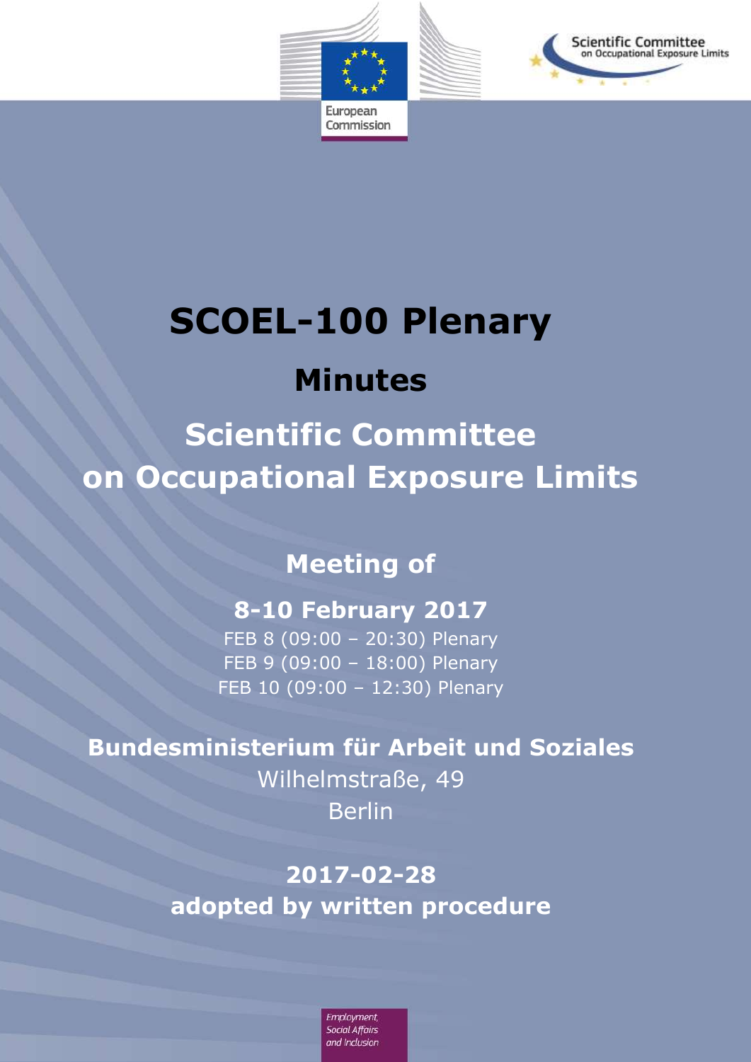European Commission

Scientific Committee on Occupational Exposure Limits

# SCOEL-100 Plenary

## Minutes

## Scientific Committee on Occupational Exposure Limits

### Meeting of

### 8-10 February 2017

FEB 8 (09:00 – 20:30) Plenary
FEB 9 (09:00 – 18:00) Plenary
FEB 10 (09:00 – 12:30) Plenary

**Bundesministerium für Arbeit und Soziales**
Wilhelmstraße, 49
Berlin

**2017-02-28**
**adopted by written procedure**

*Employment, Social Affairs and Inclusion*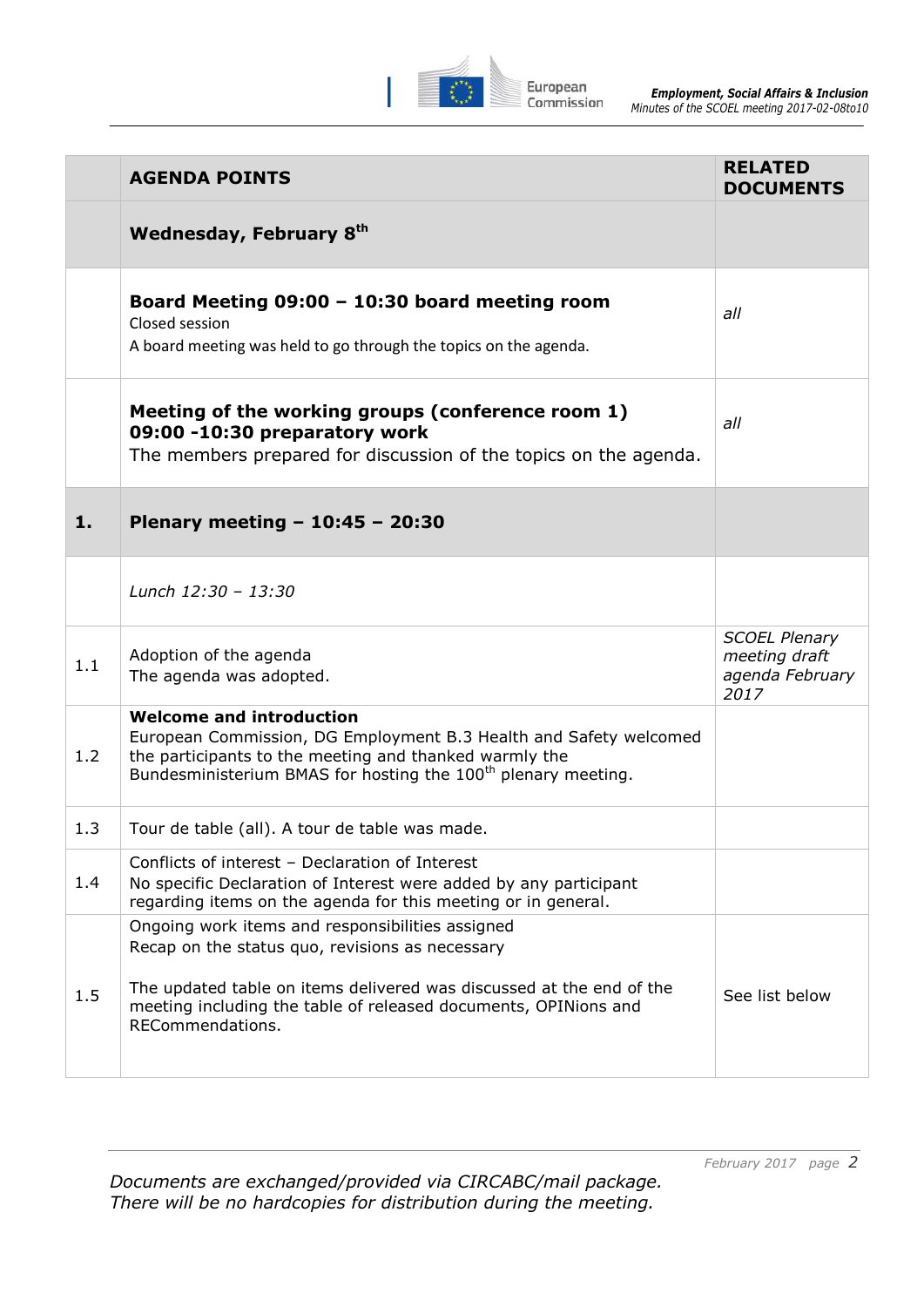|  | **AGENDA POINTS** | **RELATED DOCUMENTS** |
|---|---|---|
|  | **Wednesday, February 8th** |  |
|  | **Board Meeting 09:00 – 10:30 board meeting room**<br>Closed session<br>A board meeting was held to go through the topics on the agenda. | *all* |
|  | **Meeting of the working groups (conference room 1) 09:00 -10:30 preparatory work**<br>The members prepared for discussion of the topics on the agenda. | *all* |
| **1.** | **Plenary meeting – 10:45 – 20:30** |  |
|  | *Lunch 12:30 – 13:30* |  |
| 1.1 | Adoption of the agenda<br>The agenda was adopted. | *SCOEL Plenary meeting draft agenda February 2017* |
| 1.2 | **Welcome and introduction**<br>European Commission, DG Employment B.3 Health and Safety welcomed the participants to the meeting and thanked warmly the Bundesministerium BMAS for hosting the 100th plenary meeting. |  |
| 1.3 | Tour de table (all). A tour de table was made. |  |
| 1.4 | Conflicts of interest – Declaration of Interest<br>No specific Declaration of Interest were added by any participant regarding items on the agenda for this meeting or in general. |  |
| 1.5 | Ongoing work items and responsibilities assigned<br>Recap on the status quo, revisions as necessary<br><br>The updated table on items delivered was discussed at the end of the meeting including the table of released documents, OPINions and RECommendations. | See list below |

*Documents are exchanged/provided via CIRCABC/mail package.*
*There will be no hardcopies for distribution during the meeting.*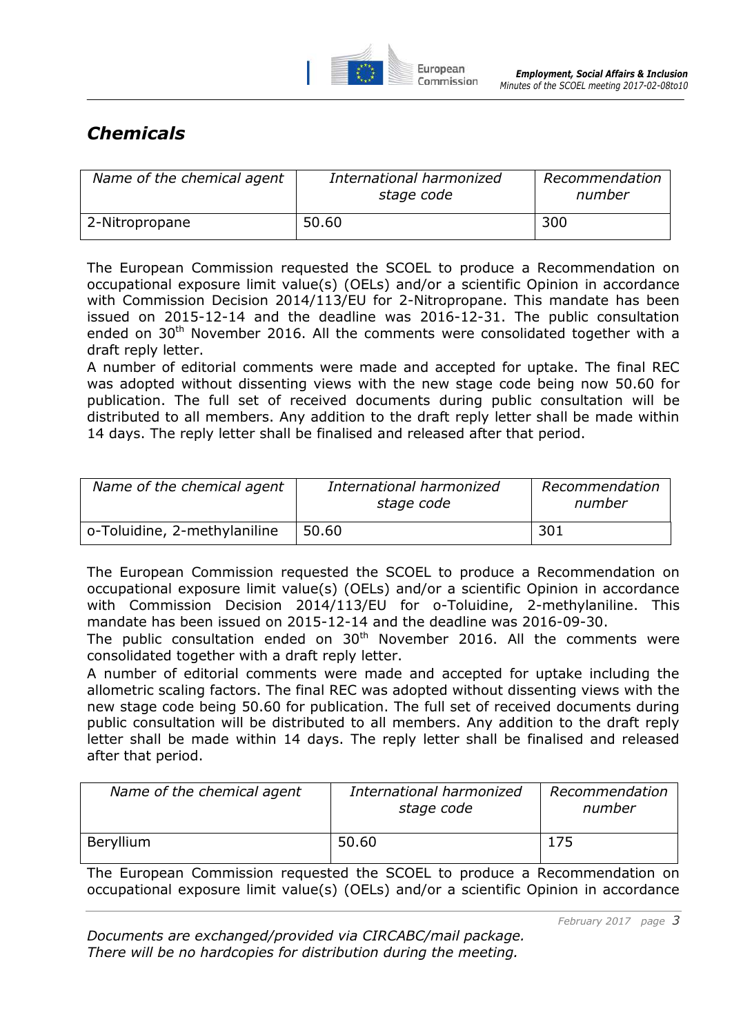## *Chemicals*

| *Name of the chemical agent* | *International harmonized stage code* | *Recommendation number* |
|---|---|---|
| 2-Nitropropane | 50.60 | 300 |

The European Commission requested the SCOEL to produce a Recommendation on occupational exposure limit value(s) (OELs) and/or a scientific Opinion in accordance with Commission Decision 2014/113/EU for 2-Nitropropane. This mandate has been issued on 2015-12-14 and the deadline was 2016-12-31. The public consultation ended on 30th November 2016. All the comments were consolidated together with a draft reply letter.

A number of editorial comments were made and accepted for uptake. The final REC was adopted without dissenting views with the new stage code being now 50.60 for publication. The full set of received documents during public consultation will be distributed to all members. Any addition to the draft reply letter shall be made within 14 days. The reply letter shall be finalised and released after that period.

| *Name of the chemical agent* | *International harmonized stage code* | *Recommendation number* |
|---|---|---|
| o-Toluidine, 2-methylaniline | 50.60 | 301 |

The European Commission requested the SCOEL to produce a Recommendation on occupational exposure limit value(s) (OELs) and/or a scientific Opinion in accordance with Commission Decision 2014/113/EU for o-Toluidine, 2-methylaniline. This mandate has been issued on 2015-12-14 and the deadline was 2016-09-30.

The public consultation ended on 30th November 2016. All the comments were consolidated together with a draft reply letter.

A number of editorial comments were made and accepted for uptake including the allometric scaling factors. The final REC was adopted without dissenting views with the new stage code being 50.60 for publication. The full set of received documents during public consultation will be distributed to all members. Any addition to the draft reply letter shall be made within 14 days. The reply letter shall be finalised and released after that period.

| *Name of the chemical agent* | *International harmonized stage code* | *Recommendation number* |
|---|---|---|
| Beryllium | 50.60 | 175 |

The European Commission requested the SCOEL to produce a Recommendation on occupational exposure limit value(s) (OELs) and/or a scientific Opinion in accordance

*Documents are exchanged/provided via CIRCABC/mail package.*
*There will be no hardcopies for distribution during the meeting.*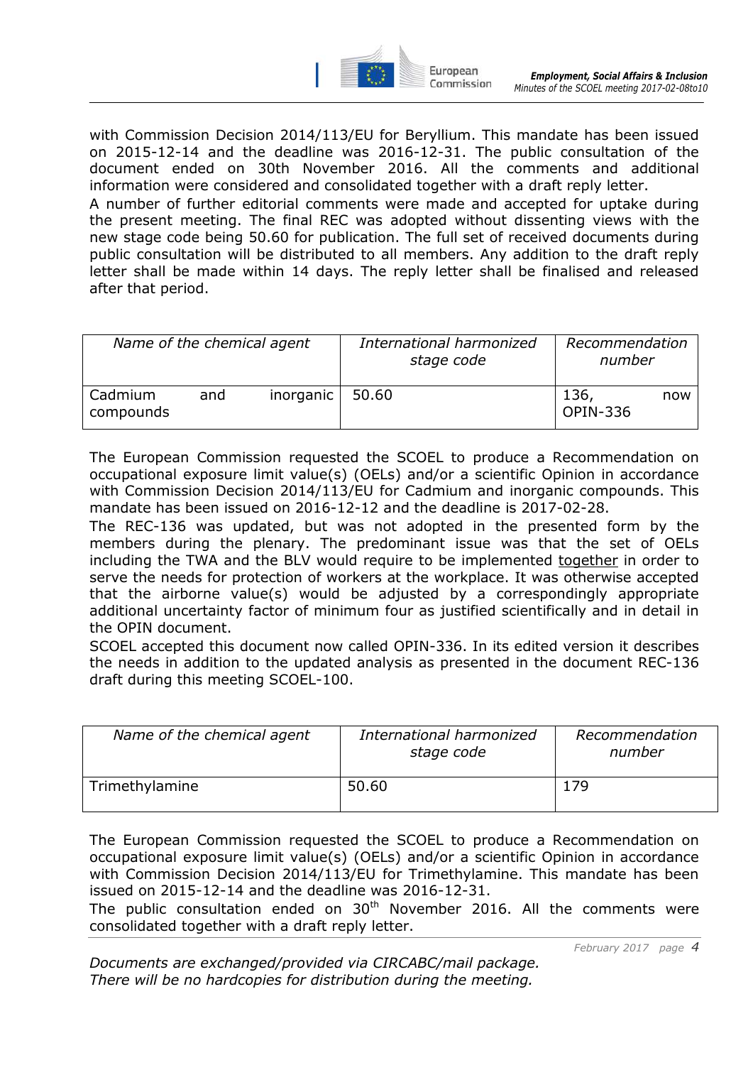with Commission Decision 2014/113/EU for Beryllium. This mandate has been issued on 2015-12-14 and the deadline was 2016-12-31. The public consultation of the document ended on 30th November 2016. All the comments and additional information were considered and consolidated together with a draft reply letter.
A number of further editorial comments were made and accepted for uptake during the present meeting. The final REC was adopted without dissenting views with the new stage code being 50.60 for publication. The full set of received documents during public consultation will be distributed to all members. Any addition to the draft reply letter shall be made within 14 days. The reply letter shall be finalised and released after that period.

| *Name of the chemical agent* | *International harmonized stage code* | *Recommendation number* |
|---|---|---|
| Cadmium and inorganic compounds | 50.60 | 136, now OPIN-336 |

The European Commission requested the SCOEL to produce a Recommendation on occupational exposure limit value(s) (OELs) and/or a scientific Opinion in accordance with Commission Decision 2014/113/EU for Cadmium and inorganic compounds. This mandate has been issued on 2016-12-12 and the deadline is 2017-02-28.
The REC-136 was updated, but was not adopted in the presented form by the members during the plenary. The predominant issue was that the set of OELs including the TWA and the BLV would require to be implemented together in order to serve the needs for protection of workers at the workplace. It was otherwise accepted that the airborne value(s) would be adjusted by a correspondingly appropriate additional uncertainty factor of minimum four as justified scientifically and in detail in the OPIN document.
SCOEL accepted this document now called OPIN-336. In its edited version it describes the needs in addition to the updated analysis as presented in the document REC-136 draft during this meeting SCOEL-100.

| *Name of the chemical agent* | *International harmonized stage code* | *Recommendation number* |
|---|---|---|
| Trimethylamine | 50.60 | 179 |

The European Commission requested the SCOEL to produce a Recommendation on occupational exposure limit value(s) (OELs) and/or a scientific Opinion in accordance with Commission Decision 2014/113/EU for Trimethylamine. This mandate has been issued on 2015-12-14 and the deadline was 2016-12-31.
The public consultation ended on 30th November 2016. All the comments were consolidated together with a draft reply letter.

*Documents are exchanged/provided via CIRCABC/mail package.*
*There will be no hardcopies for distribution during the meeting.*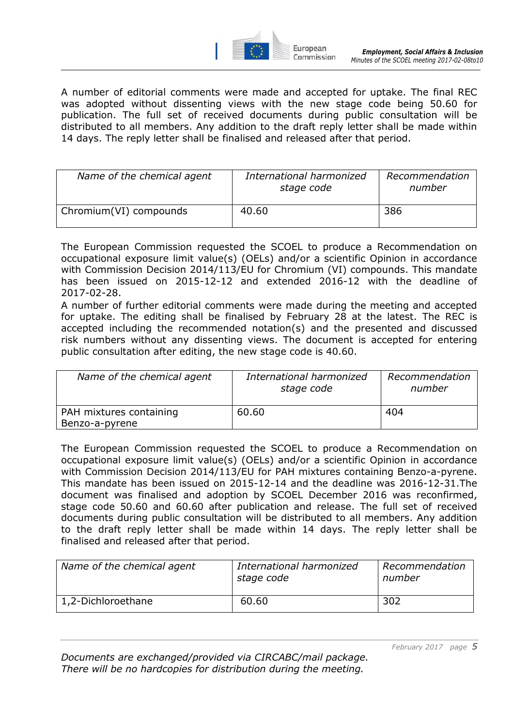A number of editorial comments were made and accepted for uptake. The final REC was adopted without dissenting views with the new stage code being 50.60 for publication. The full set of received documents during public consultation will be distributed to all members. Any addition to the draft reply letter shall be made within 14 days. The reply letter shall be finalised and released after that period.

| *Name of the chemical agent* | *International harmonized stage code* | *Recommendation number* |
|---|---|---|
| Chromium(VI) compounds | 40.60 | 386 |

The European Commission requested the SCOEL to produce a Recommendation on occupational exposure limit value(s) (OELs) and/or a scientific Opinion in accordance with Commission Decision 2014/113/EU for Chromium (VI) compounds. This mandate has been issued on 2015-12-12 and extended 2016-12 with the deadline of 2017-02-28.

A number of further editorial comments were made during the meeting and accepted for uptake. The editing shall be finalised by February 28 at the latest. The REC is accepted including the recommended notation(s) and the presented and discussed risk numbers without any dissenting views. The document is accepted for entering public consultation after editing, the new stage code is 40.60.

| *Name of the chemical agent* | *International harmonized stage code* | *Recommendation number* |
|---|---|---|
| PAH mixtures containing Benzo-a-pyrene | 60.60 | 404 |

The European Commission requested the SCOEL to produce a Recommendation on occupational exposure limit value(s) (OELs) and/or a scientific Opinion in accordance with Commission Decision 2014/113/EU for PAH mixtures containing Benzo-a-pyrene. This mandate has been issued on 2015-12-14 and the deadline was 2016-12-31.The document was finalised and adoption by SCOEL December 2016 was reconfirmed, stage code 50.60 and 60.60 after publication and release. The full set of received documents during public consultation will be distributed to all members. Any addition to the draft reply letter shall be made within 14 days. The reply letter shall be finalised and released after that period.

| *Name of the chemical agent* | *International harmonized stage code* | *Recommendation number* |
|---|---|---|
| 1,2-Dichloroethane | 60.60 | 302 |

*Documents are exchanged/provided via CIRCABC/mail package.*
*There will be no hardcopies for distribution during the meeting.*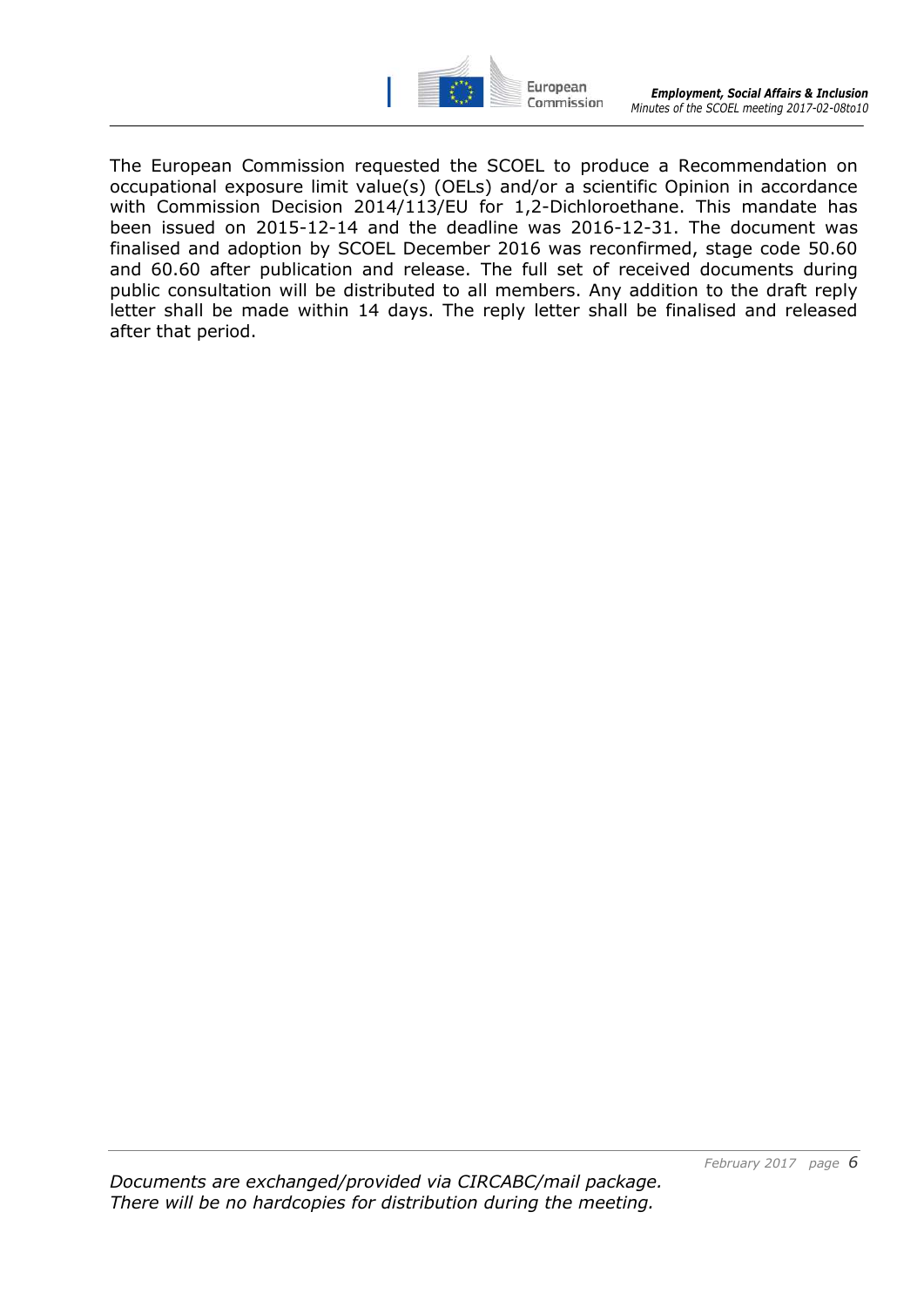The European Commission requested the SCOEL to produce a Recommendation on occupational exposure limit value(s) (OELs) and/or a scientific Opinion in accordance with Commission Decision 2014/113/EU for 1,2-Dichloroethane. This mandate has been issued on 2015-12-14 and the deadline was 2016-12-31. The document was finalised and adoption by SCOEL December 2016 was reconfirmed, stage code 50.60 and 60.60 after publication and release. The full set of received documents during public consultation will be distributed to all members. Any addition to the draft reply letter shall be made within 14 days. The reply letter shall be finalised and released after that period.

*Documents are exchanged/provided via CIRCABC/mail package.*
*There will be no hardcopies for distribution during the meeting.*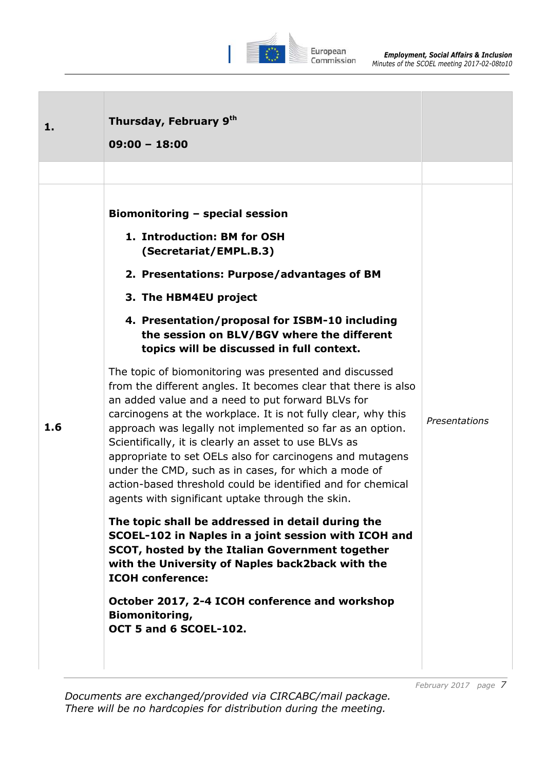| | | |
|---|---|---|
| **1.** | **Thursday, February 9th**<br><br>**09:00 – 18:00** | |
| | | |
| **1.6** | **Biomonitoring – special session**<br><br>1. **Introduction: BM for OSH (Secretariat/EMPL.B.3)**<br>2. **Presentations: Purpose/advantages of BM**<br>3. **The HBM4EU project**<br>4. **Presentation/proposal for ISBM-10 including the session on BLV/BGV where the different topics will be discussed in full context.**<br><br>The topic of biomonitoring was presented and discussed from the different angles. It becomes clear that there is also an added value and a need to put forward BLVs for carcinogens at the workplace. It is not fully clear, why this approach was legally not implemented so far as an option. Scientifically, it is clearly an asset to use BLVs as appropriate to set OELs also for carcinogens and mutagens under the CMD, such as in cases, for which a mode of action-based threshold could be identified and for chemical agents with significant uptake through the skin.<br><br>**The topic shall be addressed in detail during the SCOEL-102 in Naples in a joint session with ICOH and SCOT, hosted by the Italian Government together with the University of Naples back2back with the ICOH conference:**<br><br>**October 2017, 2-4 ICOH conference and workshop Biomonitoring,**<br>**OCT 5 and 6 SCOEL-102.** | *Presentations* |

*Documents are exchanged/provided via CIRCABC/mail package.*
*There will be no hardcopies for distribution during the meeting.*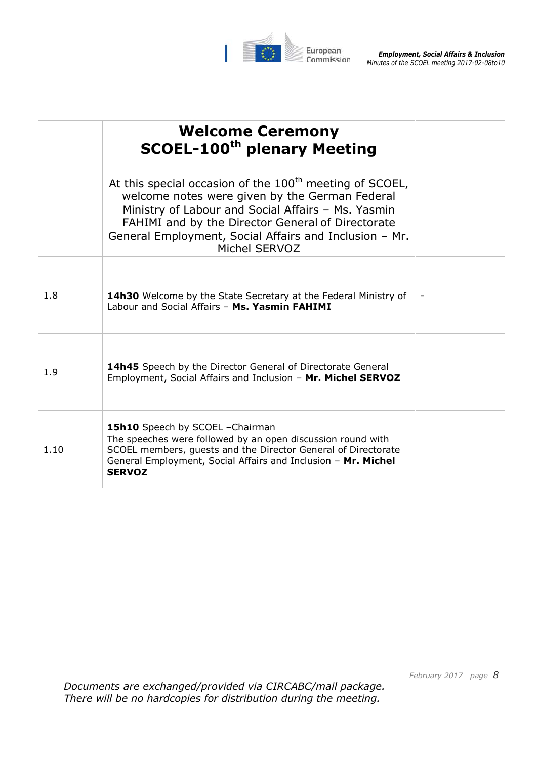| | **Welcome Ceremony SCOEL-100$^{th}$ plenary Meeting**<br><br>At this special occasion of the 100$^{th}$ meeting of SCOEL, welcome notes were given by the German Federal Ministry of Labour and Social Affairs – Ms. Yasmin FAHIMI and by the Director General of Directorate General Employment, Social Affairs and Inclusion – Mr. Michel SERVOZ | |
|---|---|---|
| 1.8 | **14h30** Welcome by the State Secretary at the Federal Ministry of Labour and Social Affairs – **Ms. Yasmin FAHIMI** | - |
| 1.9 | **14h45** Speech by the Director General of Directorate General Employment, Social Affairs and Inclusion – **Mr. Michel SERVOZ** | |
| 1.10 | **15h10** Speech by SCOEL –Chairman<br>The speeches were followed by an open discussion round with SCOEL members, guests and the Director General of Directorate General Employment, Social Affairs and Inclusion – **Mr. Michel SERVOZ** | |

*Documents are exchanged/provided via CIRCABC/mail package.*
*There will be no hardcopies for distribution during the meeting.*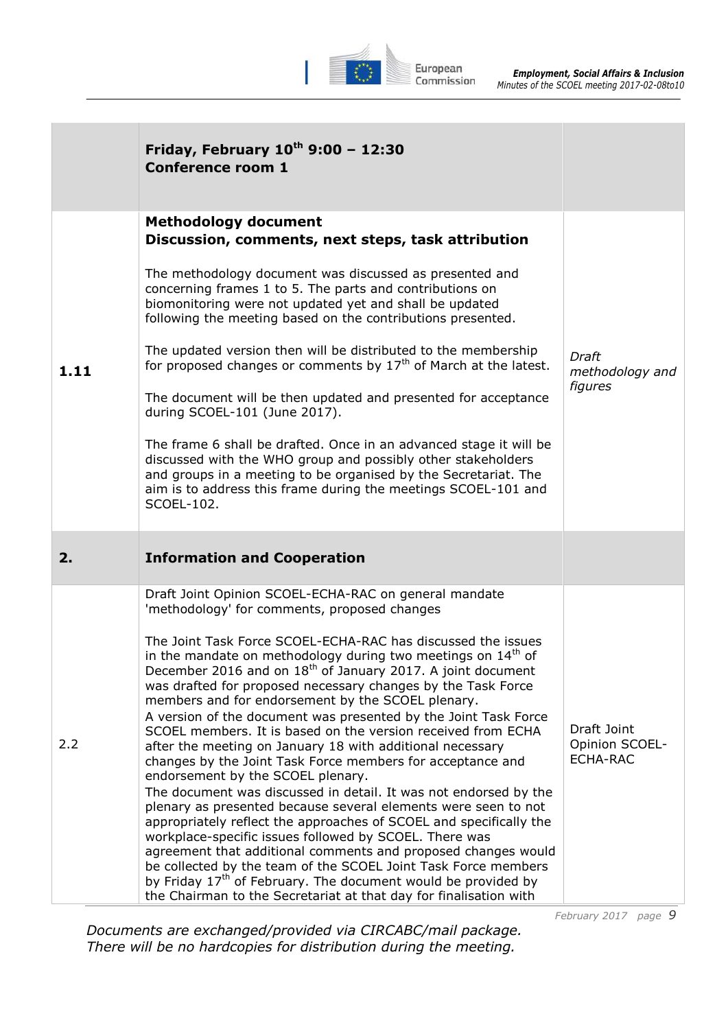| | **Friday, February 10th 9:00 – 12:30**<br>**Conference room 1** | |
|---|---|---|
| 1.11 | **Methodology document**<br>**Discussion, comments, next steps, task attribution**<br><br>The methodology document was discussed as presented and concerning frames 1 to 5. The parts and contributions on biomonitoring were not updated yet and shall be updated following the meeting based on the contributions presented.<br><br>The updated version then will be distributed to the membership for proposed changes or comments by 17th of March at the latest.<br><br>The document will be then updated and presented for acceptance during SCOEL-101 (June 2017).<br><br>The frame 6 shall be drafted. Once in an advanced stage it will be discussed with the WHO group and possibly other stakeholders and groups in a meeting to be organised by the Secretariat. The aim is to address this frame during the meetings SCOEL-101 and SCOEL-102. | *Draft methodology and figures* |
| **2.** | **Information and Cooperation** | |
| 2.2 | Draft Joint Opinion SCOEL-ECHA-RAC on general mandate 'methodology' for comments, proposed changes<br><br>The Joint Task Force SCOEL-ECHA-RAC has discussed the issues in the mandate on methodology during two meetings on 14th of December 2016 and on 18th of January 2017. A joint document was drafted for proposed necessary changes by the Task Force members and for endorsement by the SCOEL plenary.<br>A version of the document was presented by the Joint Task Force SCOEL members. It is based on the version received from ECHA after the meeting on January 18 with additional necessary changes by the Joint Task Force members for acceptance and endorsement by the SCOEL plenary.<br>The document was discussed in detail. It was not endorsed by the plenary as presented because several elements were seen to not appropriately reflect the approaches of SCOEL and specifically the workplace-specific issues followed by SCOEL. There was agreement that additional comments and proposed changes would be collected by the team of the SCOEL Joint Task Force members by Friday 17th of February. The document would be provided by the Chairman to the Secretariat at that day for finalisation with | Draft Joint Opinion SCOEL-ECHA-RAC |

*Documents are exchanged/provided via CIRCABC/mail package.*
*There will be no hardcopies for distribution during the meeting.*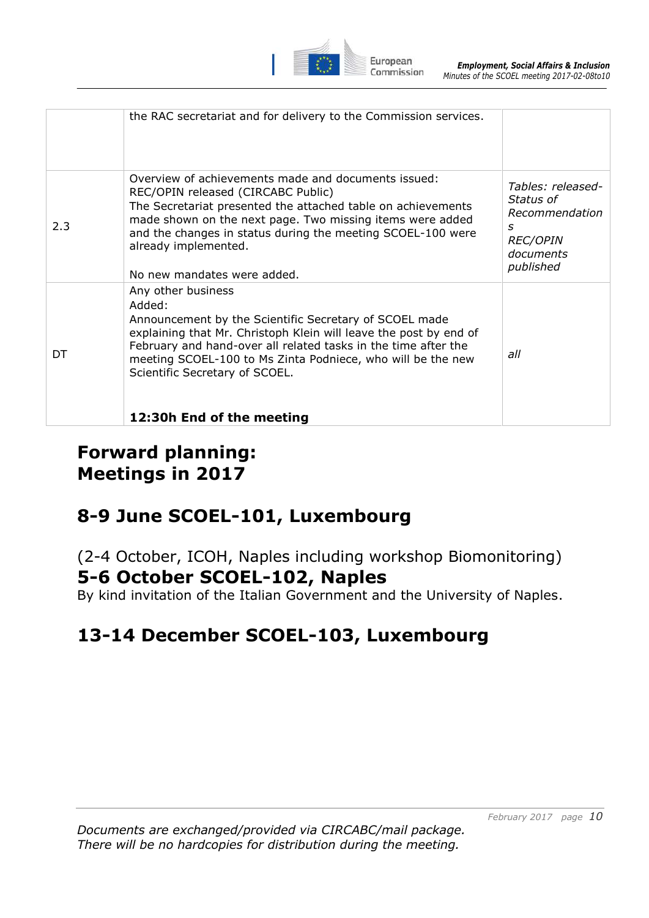| | the RAC secretariat and for delivery to the Commission services. | |
|---|---|---|
| 2.3 | Overview of achievements made and documents issued: REC/OPIN released (CIRCABC Public)<br>The Secretariat presented the attached table on achievements made shown on the next page. Two missing items were added and the changes in status during the meeting SCOEL-100 were already implemented.<br><br>No new mandates were added. | *Tables: released-Status of Recommendations REC/OPIN documents published* |
| DT | Any other business<br>Added:<br>Announcement by the Scientific Secretary of SCOEL made explaining that Mr. Christoph Klein will leave the post by end of February and hand-over all related tasks in the time after the meeting SCOEL-100 to Ms Zinta Podniece, who will be the new Scientific Secretary of SCOEL.<br><br>**12:30h End of the meeting** | *all* |

# Forward planning: Meetings in 2017

## 8-9 June SCOEL-101, Luxembourg

(2-4 October, ICOH, Naples including workshop Biomonitoring)

## 5-6 October SCOEL-102, Naples

By kind invitation of the Italian Government and the University of Naples.

## 13-14 December SCOEL-103, Luxembourg

*Documents are exchanged/provided via CIRCABC/mail package.*
*There will be no hardcopies for distribution during the meeting.*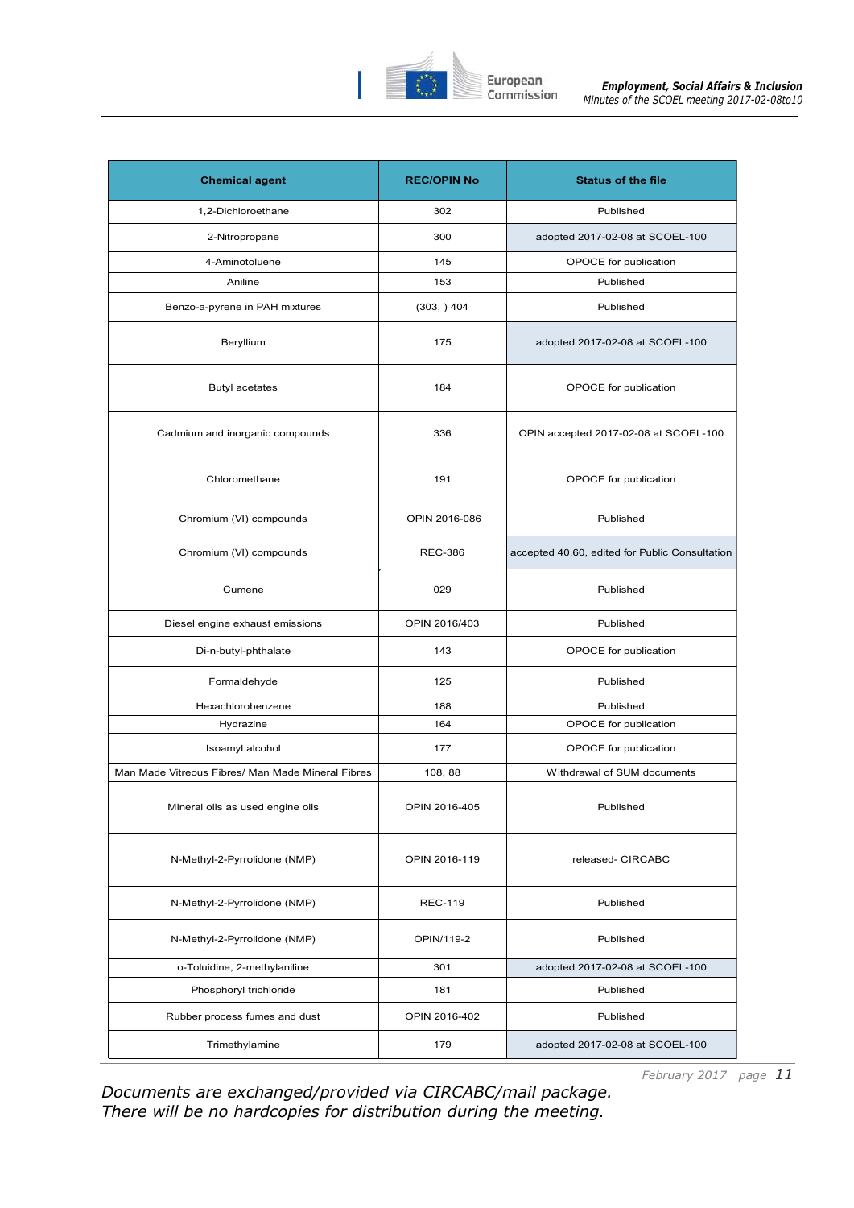| Chemical agent | REC/OPIN No | Status of the file |
|---|---|---|
| 1,2-Dichloroethane | 302 | Published |
| 2-Nitropropane | 300 | adopted 2017-02-08 at SCOEL-100 |
| 4-Aminotoluene | 145 | OPOCE for publication |
| Aniline | 153 | Published |
| Benzo-a-pyrene in PAH mixtures | (303, ) 404 | Published |
| Beryllium | 175 | adopted 2017-02-08 at SCOEL-100 |
| Butyl acetates | 184 | OPOCE for publication |
| Cadmium and inorganic compounds | 336 | OPIN accepted 2017-02-08 at SCOEL-100 |
| Chloromethane | 191 | OPOCE for publication |
| Chromium (VI) compounds | OPIN 2016-086 | Published |
| Chromium (VI) compounds | REC-386 | accepted 40.60, edited for Public Consultation |
| Cumene | 029 | Published |
| Diesel engine exhaust emissions | OPIN 2016/403 | Published |
| Di-n-butyl-phthalate | 143 | OPOCE for publication |
| Formaldehyde | 125 | Published |
| Hexachlorobenzene | 188 | Published |
| Hydrazine | 164 | OPOCE for publication |
| Isoamyl alcohol | 177 | OPOCE for publication |
| Man Made Vitreous Fibres/ Man Made Mineral Fibres | 108, 88 | Withdrawal of SUM documents |
| Mineral oils as used engine oils | OPIN 2016-405 | Published |
| N-Methyl-2-Pyrrolidone (NMP) | OPIN 2016-119 | released- CIRCABC |
| N-Methyl-2-Pyrrolidone (NMP) | REC-119 | Published |
| N-Methyl-2-Pyrrolidone (NMP) | OPIN/119-2 | Published |
| o-Toluidine, 2-methylaniline | 301 | adopted 2017-02-08 at SCOEL-100 |
| Phosphoryl trichloride | 181 | Published |
| Rubber process fumes and dust | OPIN 2016-402 | Published |
| Trimethylamine | 179 | adopted 2017-02-08 at SCOEL-100 |

*Documents are exchanged/provided via CIRCABC/mail package.*
*There will be no hardcopies for distribution during the meeting.*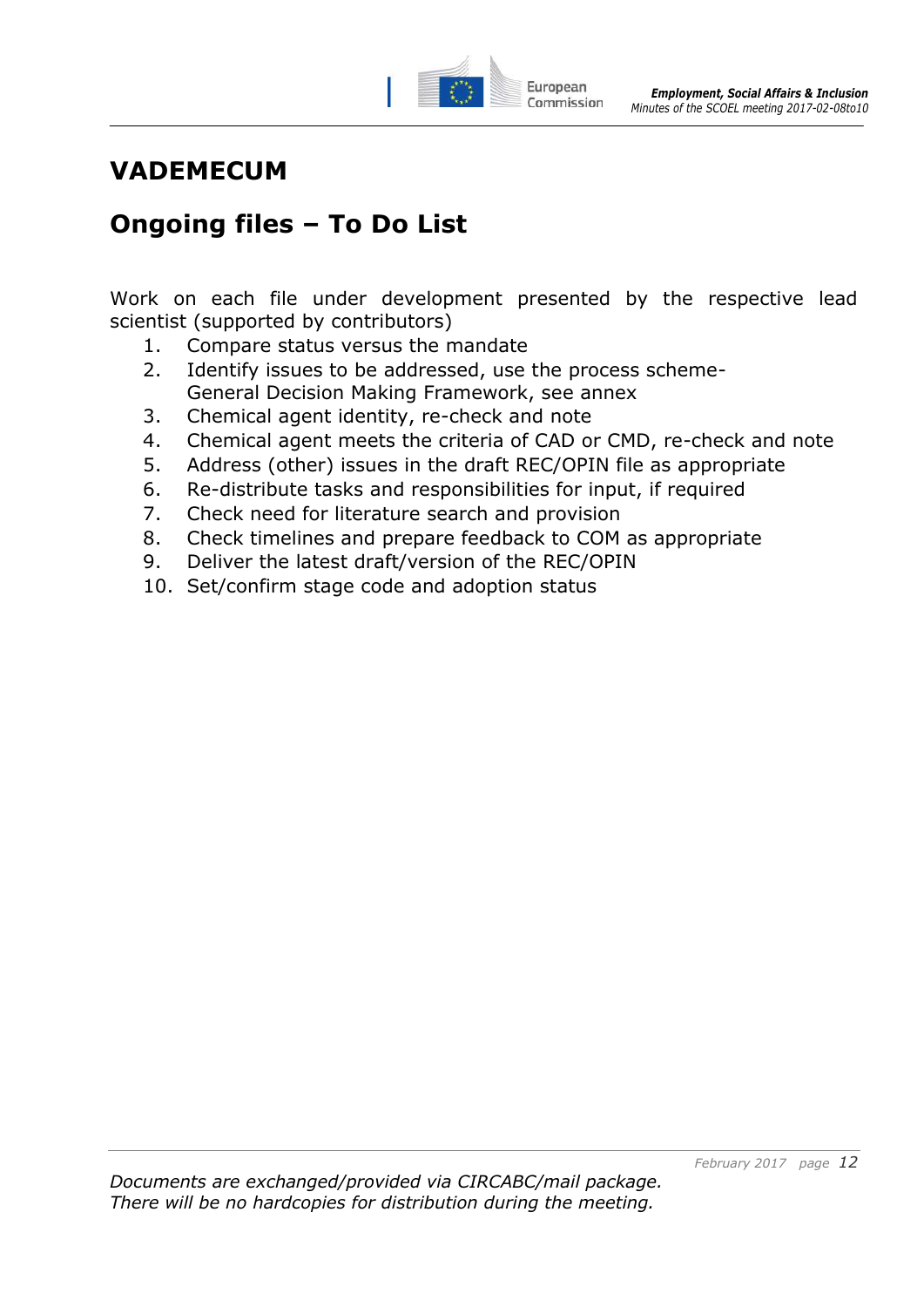# VADEMECUM

## Ongoing files – To Do List

Work on each file under development presented by the respective lead scientist (supported by contributors)

1. Compare status versus the mandate
2. Identify issues to be addressed, use the process scheme- General Decision Making Framework, see annex
3. Chemical agent identity, re-check and note
4. Chemical agent meets the criteria of CAD or CMD, re-check and note
5. Address (other) issues in the draft REC/OPIN file as appropriate
6. Re-distribute tasks and responsibilities for input, if required
7. Check need for literature search and provision
8. Check timelines and prepare feedback to COM as appropriate
9. Deliver the latest draft/version of the REC/OPIN
10. Set/confirm stage code and adoption status

*Documents are exchanged/provided via CIRCABC/mail package.*
*There will be no hardcopies for distribution during the meeting.*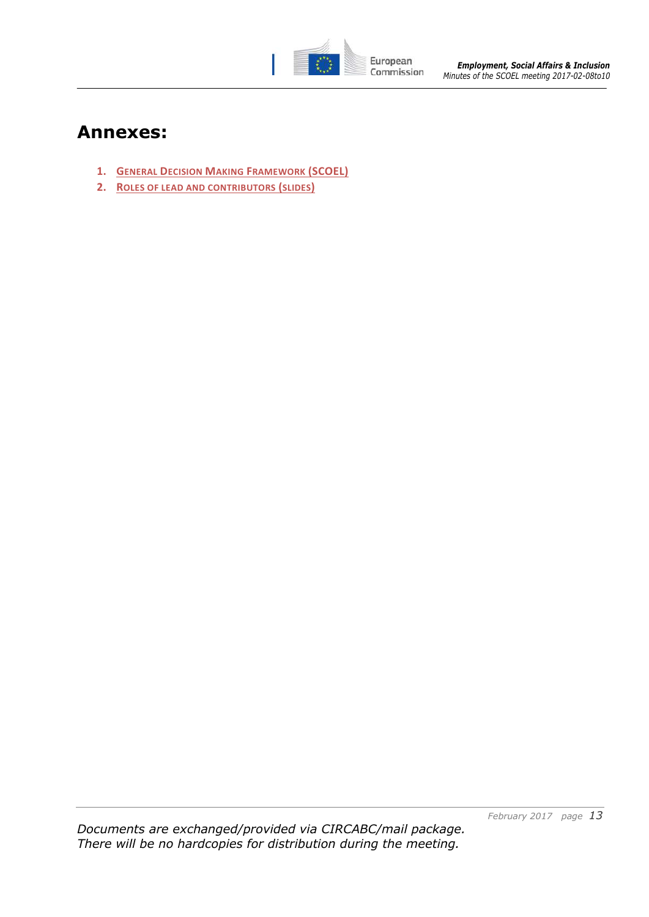# Annexes:

1. GENERAL DECISION MAKING FRAMEWORK (SCOEL)
2. ROLES OF LEAD AND CONTRIBUTORS (SLIDES)

*Documents are exchanged/provided via CIRCABC/mail package.*
*There will be no hardcopies for distribution during the meeting.*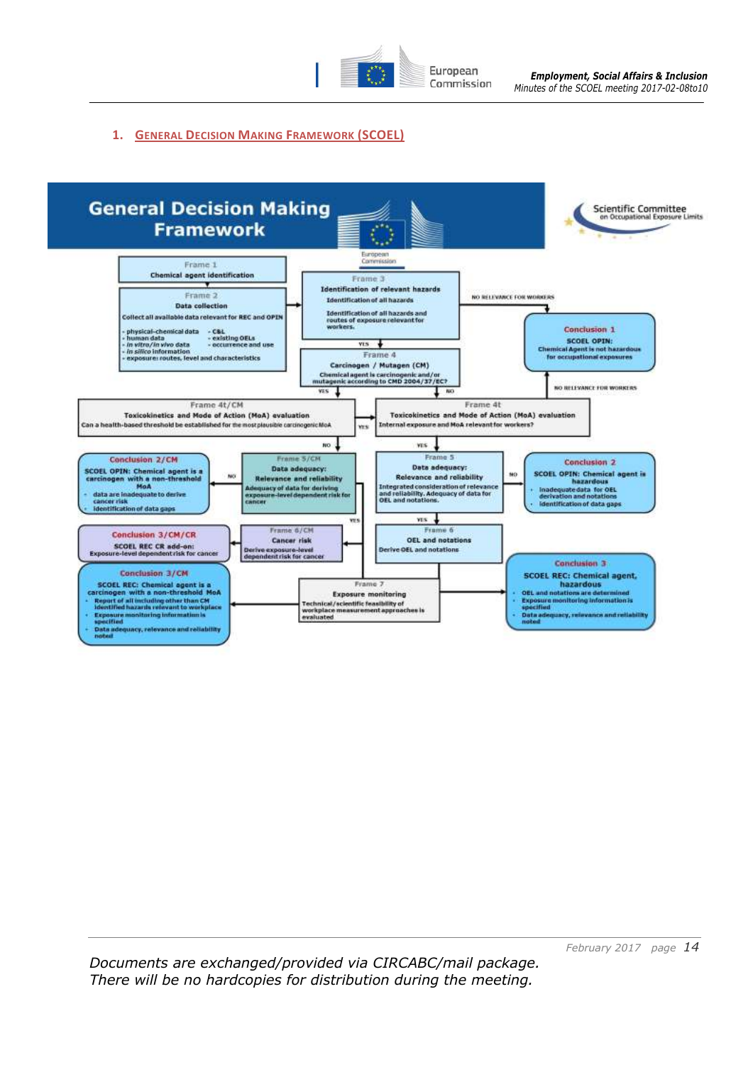## 1. General Decision Making Framework (SCOEL)

**General Decision Making Framework**

Scientific Committee on Occupational Exposure Limits

**Frame 1**
Chemical agent identification

**Frame 2**
Data collection
Collect all available data relevant for REC and OPIN
- physical-chemical data
- human data
- *in vitro/in vivo* data
- *in silico* information
- exposure: routes, level and characteristics
- C&L
- existing OELs
- occurrence and use

**Frame 3**
Identification of relevant hazards
Identification of all hazards
Identification of all hazards and routes of exposure relevant for workers.

NO RELEVANCE FOR WORKERS → **Conclusion 1**
SCOEL OPIN: Chemical Agent is not hazardous for occupational exposures

YES ↓

**Frame 4**
Carcinogen / Mutagen (CM)
Chemical agent is carcinogenic and/or mutagenic according to CMD 2004/37/EC?

YES → Frame 4t/CM; NO → Frame 4t

**Frame 4t/CM**
Toxicokinetics and Mode of Action (MoA) evaluation
Can a health-based threshold be established for the most plausible carcinogenic MoA

YES → Frame 4t; NO → Frame 5/CM

**Frame 4t**
Toxicokinetics and Mode of Action (MoA) evaluation
Internal exposure and MoA relevant for workers?

NO RELEVANCE FOR WORKERS → Conclusion 1; YES → Frame 5

**Frame 5/CM**
Data adequacy:
Relevance and reliability
Adequacy of data for deriving exposure-level dependent risk for cancer

NO → **Conclusion 2/CM**
SCOEL OPIN: Chemical agent is a carcinogen with a non-threshold MoA
- data are inadequate to derive cancer risk
- identification of data gaps

YES → Frame 6/CM

**Frame 6/CM**
Cancer risk
Derive exposure-level dependent risk for cancer

→ **Conclusion 3/CM/CR**
SCOEL REC CR add-on:
Exposure-level dependent risk for cancer

**Frame 5**
Data adequacy:
Relevance and reliability
Integrated consideration of relevance and reliability. Adequacy of data for OEL and notations.

NO → **Conclusion 2**
SCOEL OPIN: Chemical agent is hazardous
- Inadequate data for OEL derivation and notations
- Identification of data gaps

YES → Frame 6

**Frame 6**
OEL and notations
Derive OEL and notations

→ **Conclusion 3**
SCOEL REC: Chemical agent, hazardous
- OEL and notations are determined
- Exposure monitoring information is specified
- Data adequacy, relevance and reliability noted

**Frame 7**
Exposure monitoring
Technical/scientific feasibility of workplace measurement approaches is evaluated

→ **Conclusion 3/CM**
SCOEL REC: Chemical agent is a carcinogen with a non-threshold MoA
- Report of all including other than CM identified hazards relevant to workplace
- Exposure monitoring information is specified
- Data adequacy, relevance and reliability noted

*Documents are exchanged/provided via CIRCABC/mail package.*
*There will be no hardcopies for distribution during the meeting.*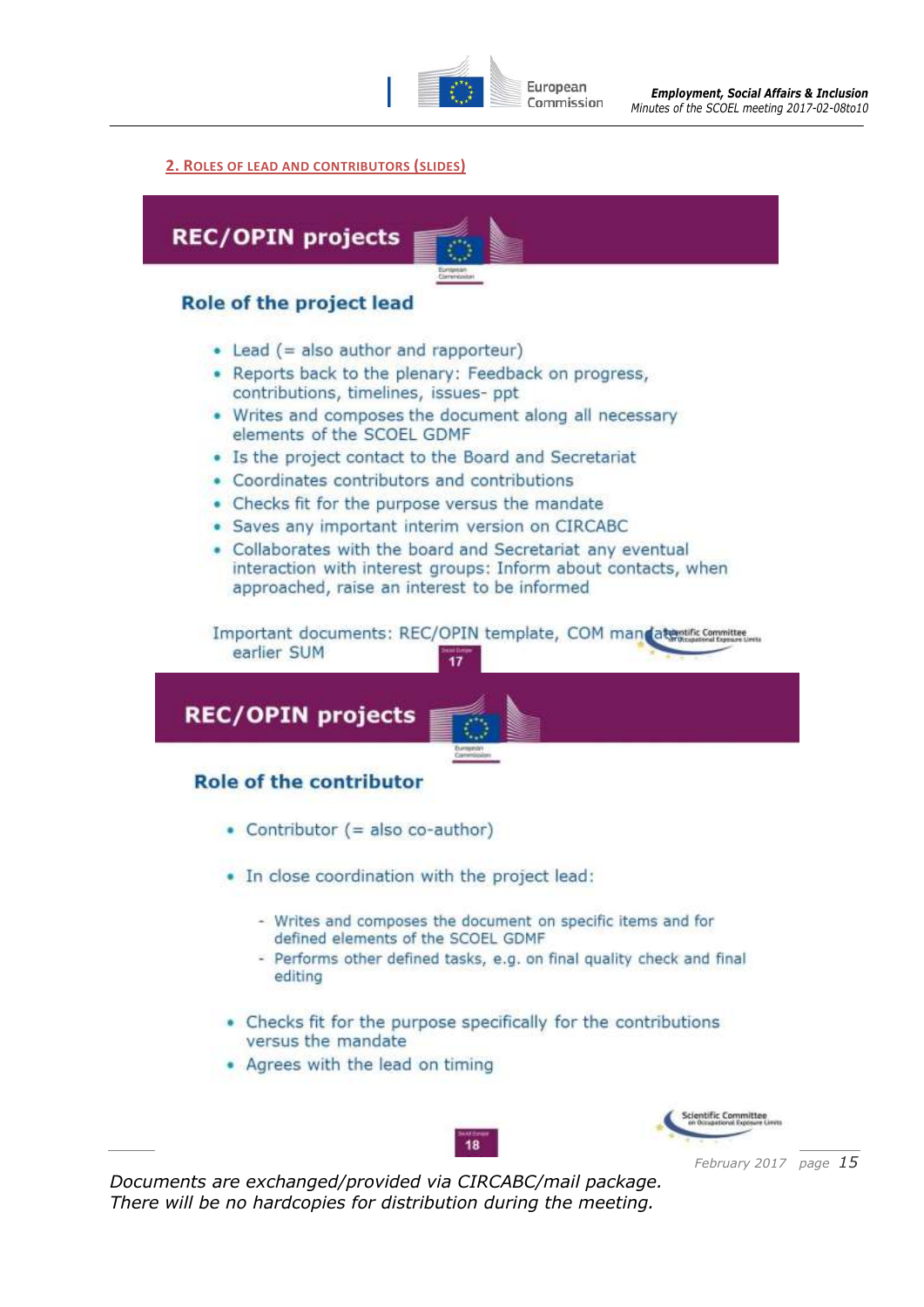## 2. Roles of lead and contributors (slides)

### REC/OPIN projects

#### Role of the project lead

- Lead (= also author and rapporteur)
- Reports back to the plenary: Feedback on progress, contributions, timelines, issues- ppt
- Writes and composes the document along all necessary elements of the SCOEL GDMF
- Is the project contact to the Board and Secretariat
- Coordinates contributors and contributions
- Checks fit for the purpose versus the mandate
- Saves any important interim version on CIRCABC
- Collaborates with the board and Secretariat any eventual interaction with interest groups: Inform about contacts, when approached, raise an interest to be informed

Important documents: REC/OPIN template, COM mandate, earlier SUM

### REC/OPIN projects

#### Role of the contributor

- Contributor (= also co-author)
- In close coordination with the project lead:
  - Writes and composes the document on specific items and for defined elements of the SCOEL GDMF
  - Performs other defined tasks, e.g. on final quality check and final editing
- Checks fit for the purpose specifically for the contributions versus the mandate
- Agrees with the lead on timing

*Documents are exchanged/provided via CIRCABC/mail package.*
*There will be no hardcopies for distribution during the meeting.*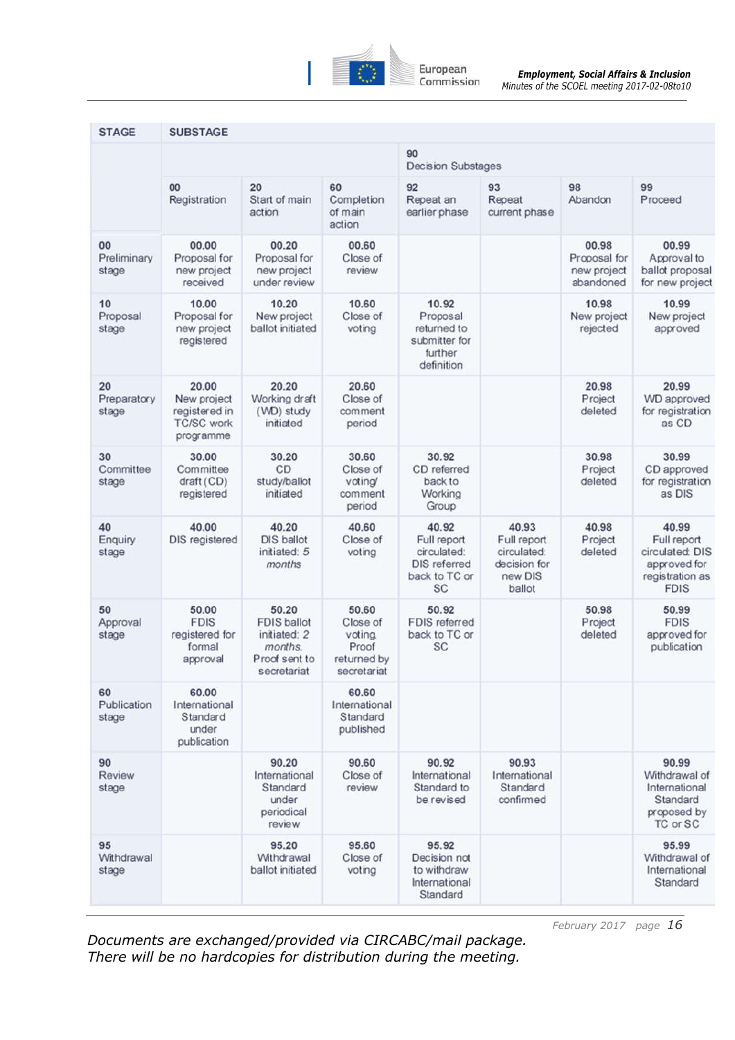| STAGE | SUBSTAGE | | | | | | |
|---|---|---|---|---|---|---|---|
| | | | | 90 Decision Substages | | | |
| | 00 Registration | 20 Start of main action | 60 Completion of main action | 92 Repeat an earlier phase | 93 Repeat current phase | 98 Abandon | 99 Proceed |
| 00 Preliminary stage | 00.00 Proposal for new project received | 00.20 Proposal for new project under review | 00.60 Close of review | | | 00.98 Proposal for new project abandoned | 00.99 Approval to ballot proposal for new project |
| 10 Proposal stage | 10.00 Proposal for new project registered | 10.20 New project ballot initiated | 10.60 Close of voting | 10.92 Proposal returned to submitter for further definition | | 10.98 New project rejected | 10.99 New project approved |
| 20 Preparatory stage | 20.00 New project registered in TC/SC work programme | 20.20 Working draft (WD) study initiated | 20.60 Close of comment period | | | 20.98 Project deleted | 20.99 WD approved for registration as CD |
| 30 Committee stage | 30.00 Committee draft (CD) registered | 30.20 CD study/ballot initiated | 30.60 Close of voting/ comment period | 30.92 CD referred back to Working Group | | 30.98 Project deleted | 30.99 CD approved for registration as DIS |
| 40 Enquiry stage | 40.00 DIS registered | 40.20 DIS ballot initiated: *5 months* | 40.60 Close of voting | 40.92 Full report circulated: DIS referred back to TC or SC | 40.93 Full report circulated: decision for new DIS ballot | 40.98 Project deleted | 40.99 Full report circulated: DIS approved for registration as FDIS |
| 50 Approval stage | 50.00 FDIS registered for formal approval | 50.20 FDIS ballot initiated: *2 months.* Proof sent to secretariat | 50.60 Close of voting. Proof returned by secretariat | 50.92 FDIS referred back to TC or SC | | 50.98 Project deleted | 50.99 FDIS approved for publication |
| 60 Publication stage | 60.00 International Standard under publication | | 60.60 International Standard published | | | | |
| 90 Review stage | | 90.20 International Standard under periodical review | 90.60 Close of review | 90.92 International Standard to be revised | 90.93 International Standard confirmed | | 90.99 Withdrawal of International Standard proposed by TC or SC |
| 95 Withdrawal stage | | 95.20 Withdrawal ballot initiated | 95.60 Close of voting | 95.92 Decision not to withdraw International Standard | | | 95.99 Withdrawal of International Standard |

*Documents are exchanged/provided via CIRCABC/mail package.*
*There will be no hardcopies for distribution during the meeting.*